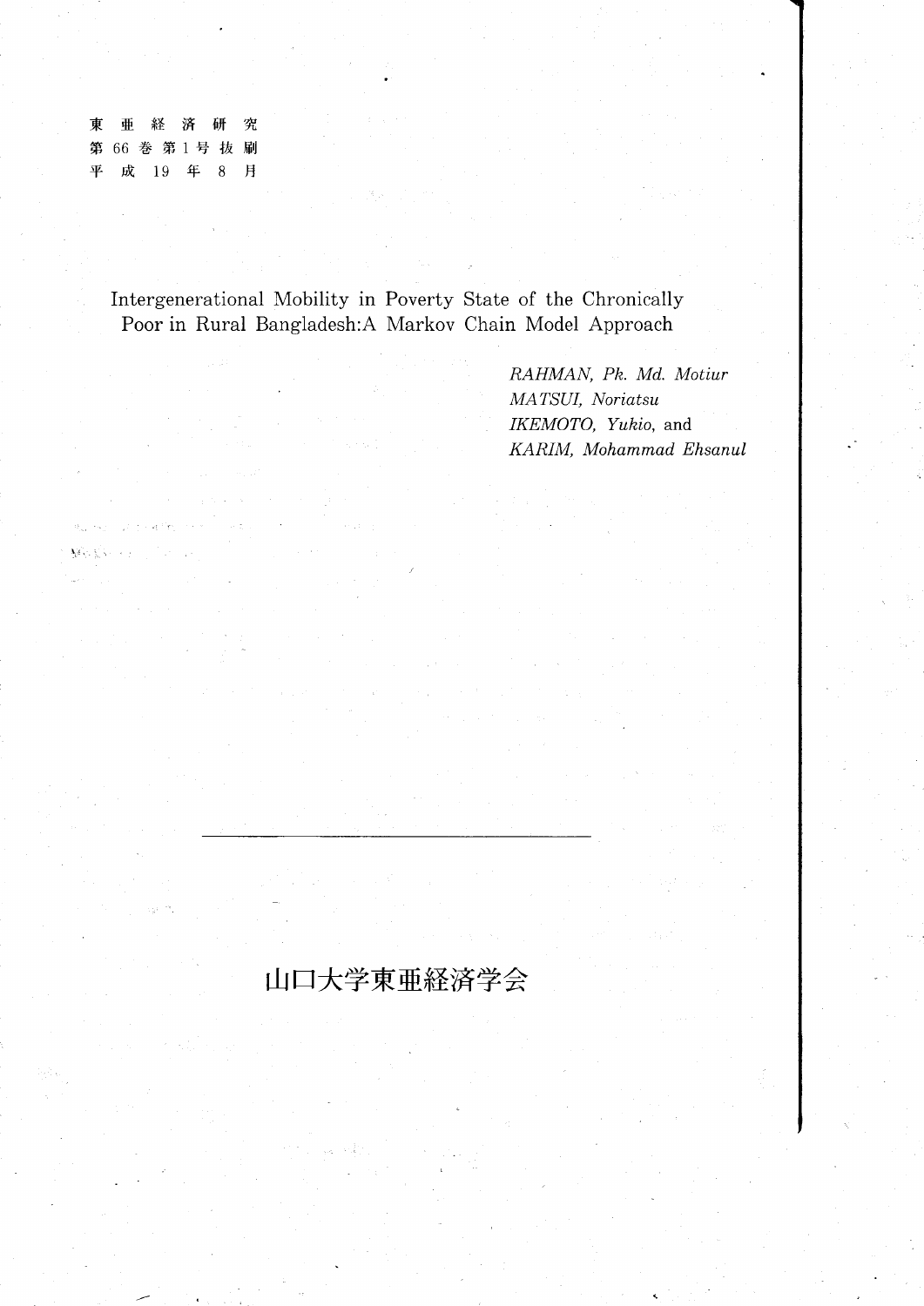東　亜　経　済　研　究
第 66 巻 第 1 号 抜 刷
平　成　19　年　8　月

# Intergenerational Mobility in Poverty State of the Chronically Poor in Rural Bangladesh:A Markov Chain Model Approach

*RAHMAN, Pk. Md. Motiur*
*MATSUI, Noriatsu*
*IKEMOTO, Yukio*, and
*KARIM, Mohammad Ehsanul*

---

山口大学東亜経済学会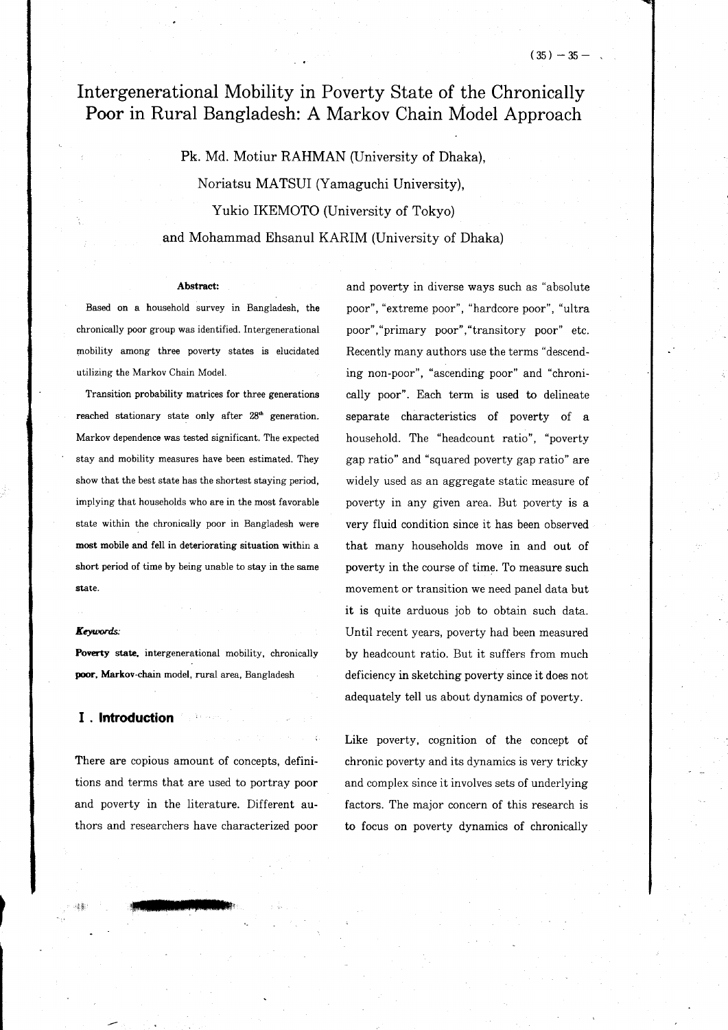# Intergenerational Mobility in Poverty State of the Chronically Poor in Rural Bangladesh: A Markov Chain Model Approach

Pk. Md. Motiur RAHMAN (University of Dhaka),
Noriatsu MATSUI (Yamaguchi University),
Yukio IKEMOTO (University of Tokyo)
and Mohammad Ehsanul KARIM (University of Dhaka)

**Abstract:**

Based on a household survey in Bangladesh, the chronically poor group was identified. Intergenerational mobility among three poverty states is elucidated utilizing the Markov Chain Model.

Transition probability matrices for three generations reached stationary state only after $28^{th}$ generation. Markov dependence was tested significant. The expected stay and mobility measures have been estimated. They show that the best state has the shortest staying period, implying that households who are in the most favorable state within the chronically poor in Bangladesh were **most mobile and fell in deteriorating situation within a short period of time by being unable to stay in the same state.**

***Keywords:***

**Poverty state**, intergenerational mobility, chronically **poor**, **Markov**-chain model, rural area, Bangladesh

## I. Introduction

There are copious amount of concepts, definitions and terms that are used to portray poor and poverty in the literature. Different authors and researchers have characterized poor and poverty in diverse ways such as "absolute poor", "extreme poor", "hardcore poor", "ultra poor", "primary poor", "transitory poor" etc. Recently many authors use the terms "descending non-poor", "ascending poor" and "chronically poor". Each term is used to delineate separate characteristics of poverty of a household. The "headcount ratio", "poverty gap ratio" and "squared poverty gap ratio" are widely used as an aggregate static measure of poverty in any given area. But poverty is a very fluid condition since it has been observed that many households move in and out of poverty in the course of time. To measure such movement or transition we need panel data but it is quite arduous job to obtain such data. Until recent years, poverty had been measured by headcount ratio. But it suffers from much deficiency in sketching poverty since it does not adequately tell us about dynamics of poverty.

Like poverty, cognition of the concept of chronic poverty and its dynamics is very tricky and complex since it involves sets of underlying factors. The major concern of this research is to focus on poverty dynamics of chronically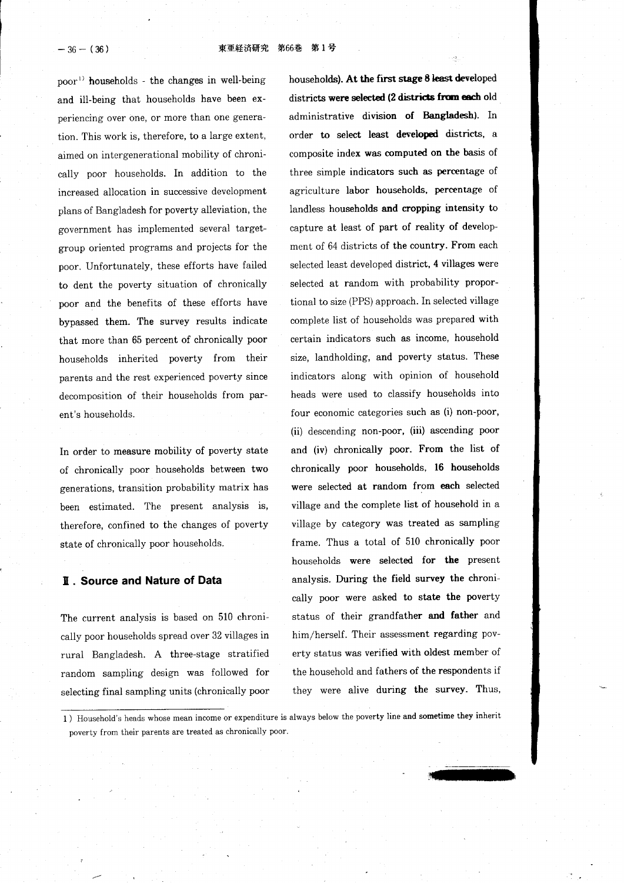poor[1] households - the changes in well-being and ill-being that households have been experiencing over one, or more than one generation. This work is, therefore, to a large extent, aimed on intergenerational mobility of chronically poor households. In addition to the increased allocation in successive development plans of Bangladesh for poverty alleviation, the government has implemented several target-group oriented programs and projects for the poor. Unfortunately, these efforts have failed to dent the poverty situation of chronically poor and the benefits of these efforts have bypassed them. The survey results indicate that more than 65 percent of chronically poor households inherited poverty from their parents and the rest experienced poverty since decomposition of their households from parent's households.

In order to measure mobility of poverty state of chronically poor households between two generations, transition probability matrix has been estimated. The present analysis is, therefore, confined to the changes of poverty state of chronically poor households.

## II. Source and Nature of Data

The current analysis is based on 510 chronically poor households spread over 32 villages in rural Bangladesh. A three-stage stratified random sampling design was followed for selecting final sampling units (chronically poor households). At the first stage 8 least developed districts were selected (2 districts from each old administrative division of Bangladesh). In order to select least developed districts, a composite index was computed on the basis of three simple indicators such as percentage of agriculture labor households, percentage of landless households and cropping intensity to capture at least of part of reality of development of 64 districts of the country. From each selected least developed district, 4 villages were selected at random with probability proportional to size (PPS) approach. In selected village complete list of households was prepared with certain indicators such as income, household size, landholding, and poverty status. These indicators along with opinion of household heads were used to classify households into four economic categories such as (i) non-poor, (ii) descending non-poor, (iii) ascending poor and (iv) chronically poor. From the list of chronically poor households, 16 households were selected at random from each selected village and the complete list of household in a village by category was treated as sampling frame. Thus a total of 510 chronically poor households were selected for the present analysis. During the field survey the chronically poor were asked to state the poverty status of their grandfather and father and him/herself. Their assessment regarding poverty status was verified with oldest member of the household and fathers of the respondents if they were alive during the survey. Thus,

---

1) Household's heads whose mean income or expenditure is always below the poverty line and sometime they inherit poverty from their parents are treated as chronically poor.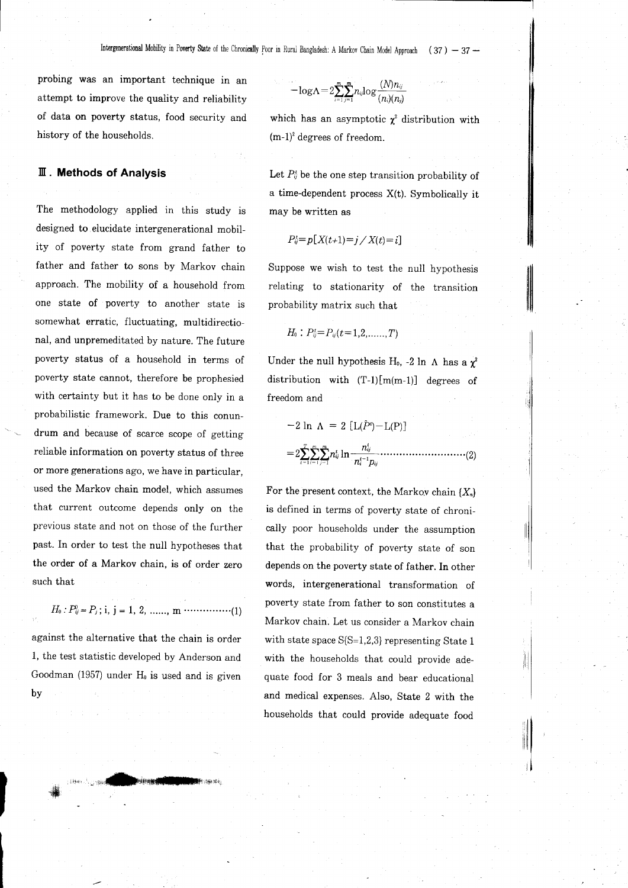probing was an important technique in an attempt to improve the quality and reliability of data on poverty status, food security and history of the households.

## III. Methods of Analysis

The methodology applied in this study is designed to elucidate intergenerational mobility of poverty state from grand father to father and father to sons by Markov chain approach. The mobility of a household from one state of poverty to another state is somewhat erratic, fluctuating, multidirectional, and unpremeditated by nature. The future poverty status of a household in terms of poverty state cannot, therefore be prophesied with certainty but it has to be done only in a probabilistic framework. Due to this conundrum and because of scarce scope of getting reliable information on poverty status of three or more generations ago, we have in particular, used the Markov chain model, which assumes that current outcome depends only on the previous state and not on those of the further past. In order to test the null hypotheses that the order of a Markov chain, is of order zero such that

$$H_0 : P_{ij}^0 = P_j \,;\; i,\; j = 1,\, 2,\, \ldots\ldots,\, m \quad \cdots\cdots\cdots\cdots\cdots(1)$$

against the alternative that the chain is order 1, the test statistic developed by Anderson and Goodman (1957) under $H_0$ is used and is given by

$$-\log\Lambda = 2\sum_{i=1}^{m}\sum_{j=1}^{m} n_{ij}\log\frac{(N)n_{ij}}{(n_i)(n_j)}$$

which has an asymptotic $\chi^2$ distribution with $(m-1)^2$ degrees of freedom.

Let $P_{ij}^t$ be the one step transition probability of a time-dependent process X(t). Symbolically it may be written as

$$P_{ij}^t = p[X(t+1) = j \,/\, X(t) = i]$$

Suppose we wish to test the null hypothesis relating to stationarity of the transition probability matrix such that

$$H_0 : P_{ij}^t = P_{ij} (t = 1, 2, \ldots\ldots, T)$$

Under the null hypothesis $H_0$, $-2 \ln \Lambda$ has a $\chi^2$ distribution with $(T-1)[m(m-1)]$ degrees of freedom and

$$-2 \ln \Lambda = 2\,[L(\hat{P}^t) - L(P)]$$

$$= 2\sum_{t=1}^{T}\sum_{i=1}^{m}\sum_{j=1}^{m} n_{ij}^t \ln\frac{n_{ij}^t}{n_i^{t-1} p_{ij}} \quad \cdots\cdots\cdots\cdots\cdots\cdots\cdots\cdots\cdots(2)$$

For the present context, the Markov chain $\{X_n\}$ is defined in terms of poverty state of chronically poor households under the assumption that the probability of poverty state of son depends on the poverty state of father. In other words, intergenerational transformation of poverty state from father to son constitutes a Markov chain. Let us consider a Markov chain with state space S{S=1,2,3} representing State 1 with the households that could provide adequate food for 3 meals and bear educational and medical expenses. Also, State 2 with the households that could provide adequate food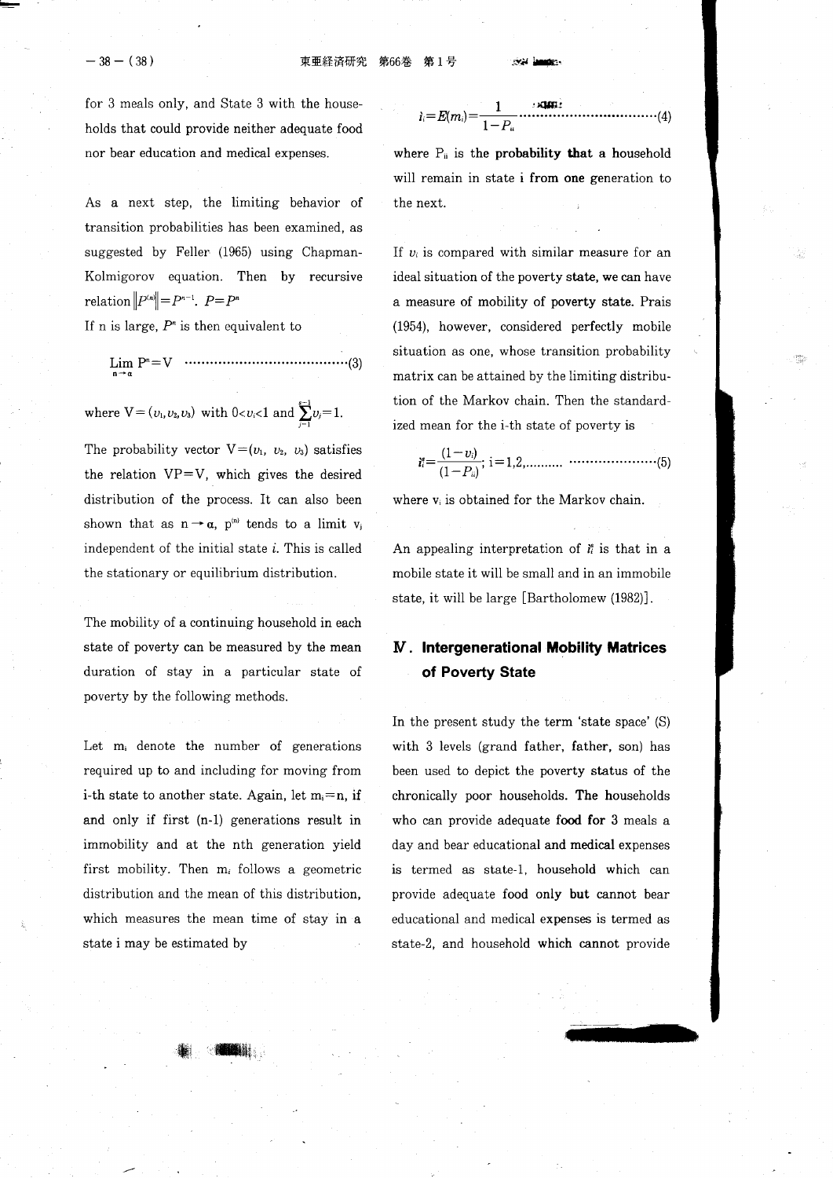for 3 meals only, and State 3 with the households that could provide neither adequate food nor bear education and medical expenses.

As a next step, the limiting behavior of transition probabilities has been examined, as suggested by Feller (1965) using Chapman-Kolmigorov equation. Then by recursive relation $\|P^{(n)}\|=P^{n-1}$. $P=P^{n}$

If n is large, $P^{n}$ is then equivalent to

$$\lim_{n\to\alpha} P^{n}=V \quad \cdots\cdots\cdots\cdots\cdots\cdots\cdots\cdots\cdots\cdots\cdots\cdots(3)$$

where $V=(v_1, v_2, v_3)$ with $0<v_i<1$ and $\sum_{j=1}^{s-1} v_j=1$.

The probability vector $V=(v_1, v_2, v_3)$ satisfies the relation $VP=V$, which gives the desired distribution of the process. It can also been shown that as $n\rightarrow\alpha$, $p^{(n)}$ tends to a limit $v_j$ independent of the initial state *i*. This is called the stationary or equilibrium distribution.

The mobility of a continuing household in each state of poverty can be measured by the mean duration of stay in a particular state of poverty by the following methods.

Let $m_i$ denote the number of generations required up to and including for moving from i-th state to another state. Again, let $m_i$=n, if and only if first (n-1) generations result in immobility and at the nth generation yield first mobility. Then $m_i$ follows a geometric distribution and the mean of this distribution, which measures the mean time of stay in a state i may be estimated by

$$\bar{t}_i=E(m_i)=\frac{1}{1-P_{ii}} \quad \cdots\cdots\cdots\cdots\cdots\cdots\cdots\cdots\cdots\cdots(4)$$

where $P_{ii}$ is the probability that a household will remain in state i from one generation to the next.

If $v_i$ is compared with similar measure for an ideal situation of the poverty state, we can have a measure of mobility of poverty state. Prais (1954), however, considered perfectly mobile situation as one, whose transition probability matrix can be attained by the limiting distribution of the Markov chain. Then the standardized mean for the i-th state of poverty is

$$\bar{t}_i^{*}=\frac{(1-v_i)}{(1-P_{ii})};\ i=1,2,\ldots\ldots\ldots \quad \cdots\cdots\cdots\cdots\cdots\cdots(5)$$

where $v_i$ is obtained for the Markov chain.

An appealing interpretation of $\bar{t}_i^{*}$ is that in a mobile state it will be small and in an immobile state, it will be large [Bartholomew (1982)].

## Ⅳ. Intergenerational Mobility Matrices of Poverty State

In the present study the term 'state space' (S) with 3 levels (grand father, father, son) has been used to depict the poverty status of the chronically poor households. The households who can provide adequate food for 3 meals a day and bear educational and medical expenses is termed as state-1, household which can provide adequate food only but cannot bear educational and medical expenses is termed as state-2, and household which cannot provide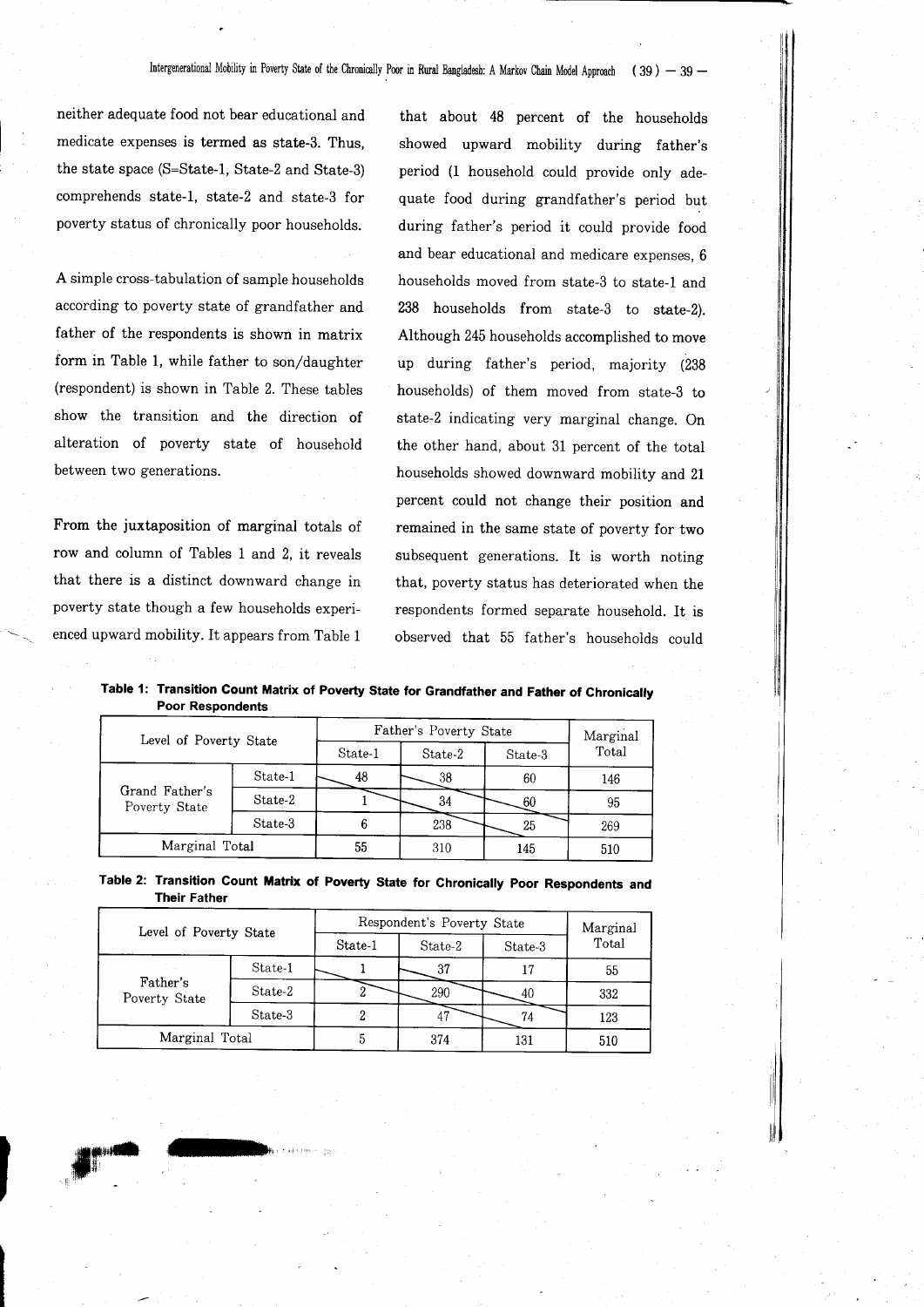neither adequate food not bear educational and medicate expenses is termed as state-3. Thus, the state space (S=State-1, State-2 and State-3) comprehends state-1, state-2 and state-3 for poverty status of chronically poor households.

A simple cross-tabulation of sample households according to poverty state of grandfather and father of the respondents is shown in matrix form in Table 1, while father to son/daughter (respondent) is shown in Table 2. These tables show the transition and the direction of alteration of poverty state of household between two generations.

From the juxtaposition of marginal totals of row and column of Tables 1 and 2, it reveals that there is a distinct downward change in poverty state though a few households experienced upward mobility. It appears from Table 1 that about 48 percent of the households showed upward mobility during father's period (1 household could provide only adequate food during grandfather's period but during father's period it could provide food and bear educational and medicare expenses, 6 households moved from state-3 to state-1 and 238 households from state-3 to state-2). Although 245 households accomplished to move up during father's period, majority (238 households) of them moved from state-3 to state-2 indicating very marginal change. On the other hand, about 31 percent of the total households showed downward mobility and 21 percent could not change their position and remained in the same state of poverty for two subsequent generations. It is worth noting that, poverty status has deteriorated when the respondents formed separate household. It is observed that 55 father's households could

**Table 1: Transition Count Matrix of Poverty State for Grandfather and Father of Chronically Poor Respondents**

| Level of Poverty State | | Father's Poverty State | | | Marginal Total |
|---|---|---|---|---|---|
| | | State-1 | State-2 | State-3 | |
| Grand Father's Poverty State | State-1 | 48 | 38 | 60 | 146 |
| | State-2 | 1 | 34 | 60 | 95 |
| | State-3 | 6 | 238 | 25 | 269 |
| Marginal Total | | 55 | 310 | 145 | 510 |

**Table 2: Transition Count Matrix of Poverty State for Chronically Poor Respondents and Their Father**

| Level of Poverty State | | Respondent's Poverty State | | | Marginal Total |
|---|---|---|---|---|---|
| | | State-1 | State-2 | State-3 | |
| Father's Poverty State | State-1 | 1 | 37 | 17 | 55 |
| | State-2 | 2 | 290 | 40 | 332 |
| | State-3 | 2 | 47 | 74 | 123 |
| Marginal Total | | 5 | 374 | 131 | 510 |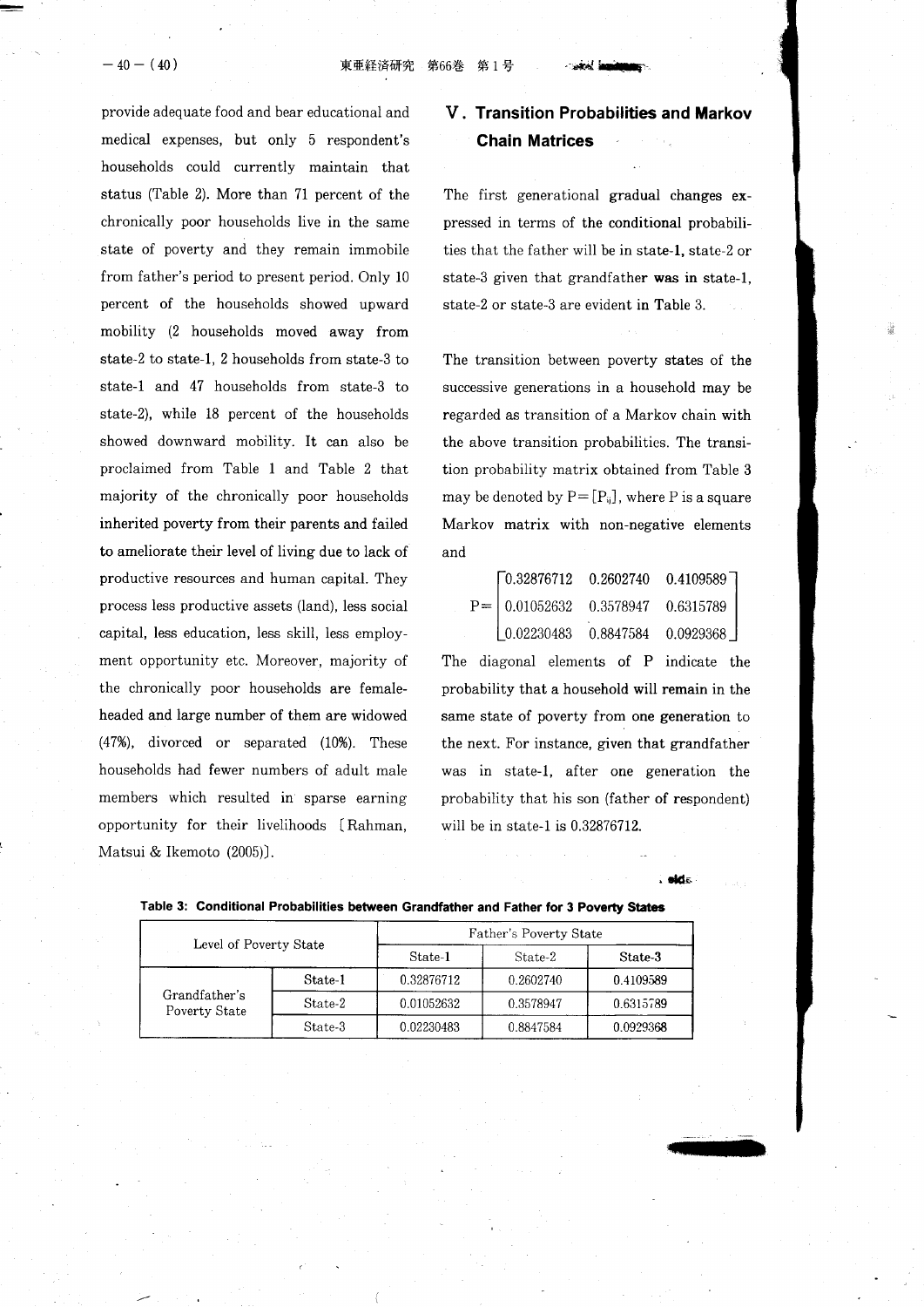provide adequate food and bear educational and medical expenses, but only 5 respondent's households could currently maintain that status (Table 2). More than 71 percent of the chronically poor households live in the same state of poverty and they remain immobile from father's period to present period. Only 10 percent of the households showed upward mobility (2 households moved away from state-2 to state-1, 2 households from state-3 to state-1 and 47 households from state-3 to state-2), while 18 percent of the households showed downward mobility. It can also be proclaimed from Table 1 and Table 2 that majority of the chronically poor households inherited poverty from their parents and failed to ameliorate their level of living due to lack of productive resources and human capital. They process less productive assets (land), less social capital, less education, less skill, less employment opportunity etc. Moreover, majority of the chronically poor households are female-headed and large number of them are widowed (47%), divorced or separated (10%). These households had fewer numbers of adult male members which resulted in sparse earning opportunity for their livelihoods [Rahman, Matsui & Ikemoto (2005)].

## V. Transition Probabilities and Markov Chain Matrices

The first generational gradual changes expressed in terms of the conditional probabilities that the father will be in state-1, state-2 or state-3 given that grandfather was in state-1, state-2 or state-3 are evident in Table 3.

The transition between poverty states of the successive generations in a household may be regarded as transition of a Markov chain with the above transition probabilities. The transition probability matrix obtained from Table 3 may be denoted by $P = [P_{ij}]$, where P is a square Markov matrix with non-negative elements and

$$P = \begin{bmatrix} 0.32876712 & 0.2602740 & 0.4109589 \\ 0.01052632 & 0.3578947 & 0.6315789 \\ 0.02230483 & 0.8847584 & 0.0929368 \end{bmatrix}$$

The diagonal elements of P indicate the probability that a household will remain in the same state of poverty from one generation to the next. For instance, given that grandfather was in state-1, after one generation the probability that his son (father of respondent) will be in state-1 is 0.32876712.

**Table 3: Conditional Probabilities between Grandfather and Father for 3 Poverty States**

| Level of Poverty State | | Father's Poverty State | | |
|---|---|---|---|---|
| | | State-1 | State-2 | State-3 |
| Grandfather's Poverty State | State-1 | 0.32876712 | 0.2602740 | 0.4109589 |
| | State-2 | 0.01052632 | 0.3578947 | 0.6315789 |
| | State-3 | 0.02230483 | 0.8847584 | 0.0929368 |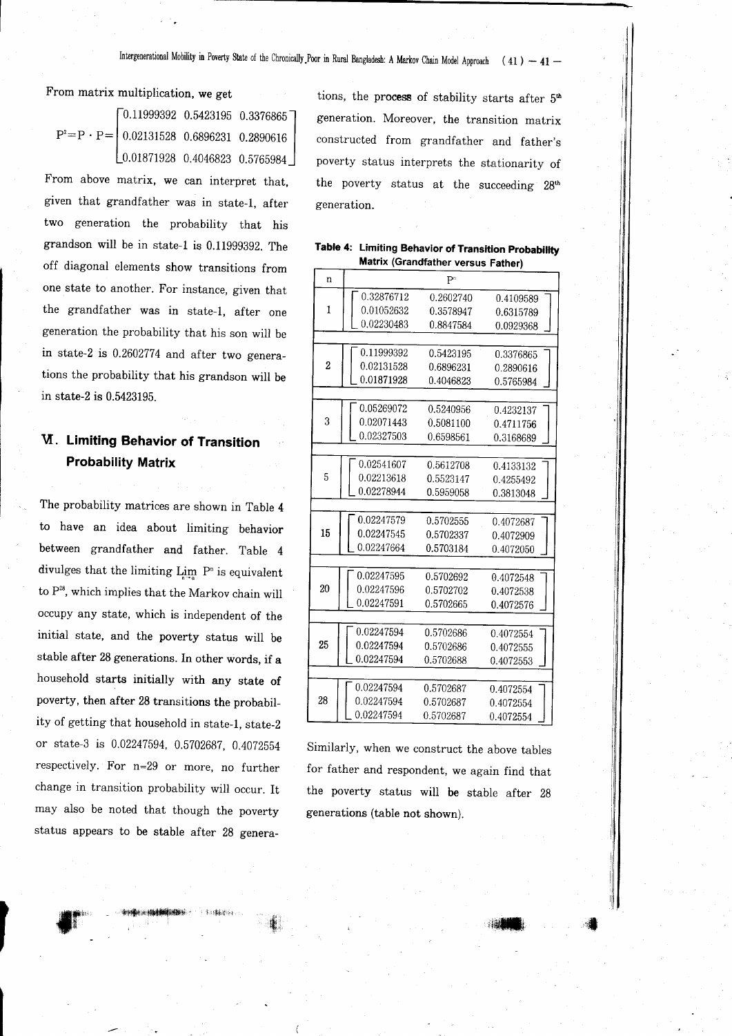From matrix multiplication, we get

$$P^2 = P \cdot P = \begin{bmatrix} 0.11999392 & 0.5423195 & 0.3376865 \\ 0.02131528 & 0.6896231 & 0.2890616 \\ 0.01871928 & 0.4046823 & 0.5765984 \end{bmatrix}$$

From above matrix, we can interpret that, given that grandfather was in state-1, after two generation the probability that his grandson will be in state-1 is 0.11999392. The off diagonal elements show transitions from one state to another. For instance, given that the grandfather was in state-1, after one generation the probability that his son will be in state-2 is 0.2602774 and after two generations the probability that his grandson will be in state-2 is 0.5423195.

## Ⅵ. Limiting Behavior of Transition Probability Matrix

The probability matrices are shown in Table 4 to have an idea about limiting behavior between grandfather and father. Table 4 divulges that the limiting $\lim_{n \to \alpha} P^n$ is equivalent to $P^{28}$, which implies that the Markov chain will occupy any state, which is independent of the initial state, and the poverty status will be stable after 28 generations. In other words, if a household starts initially with any state of poverty, then after 28 transitions the probability of getting that household in state-1, state-2 or state-3 is 0.02247594, 0.5702687, 0.4072554 respectively. For n=29 or more, no further change in transition probability will occur. It may also be noted that though the poverty status appears to be stable after 28 generations, the process of stability starts after 5[th] generation. Moreover, the transition matrix constructed from grandfather and father's poverty status interprets the stationarity of the poverty status at the succeeding 28[th] generation.

**Table 4: Limiting Behavior of Transition Probability Matrix (Grandfather versus Father)**

| n | $P^n$ |
|---|---|
| 1 | $\begin{bmatrix} 0.32876712 & 0.2602740 & 0.4109589 \\ 0.01052632 & 0.3578947 & 0.6315789 \\ 0.02230483 & 0.8847584 & 0.0929368 \end{bmatrix}$ |
| 2 | $\begin{bmatrix} 0.11999392 & 0.5423195 & 0.3376865 \\ 0.02131528 & 0.6896231 & 0.2890616 \\ 0.01871928 & 0.4046823 & 0.5765984 \end{bmatrix}$ |
| 3 | $\begin{bmatrix} 0.05269072 & 0.5240956 & 0.4232137 \\ 0.02071443 & 0.5081100 & 0.4711756 \\ 0.02327503 & 0.6598561 & 0.3168689 \end{bmatrix}$ |
| 5 | $\begin{bmatrix} 0.02541607 & 0.5612708 & 0.4133132 \\ 0.02213618 & 0.5523147 & 0.4255492 \\ 0.02278944 & 0.5959058 & 0.3813048 \end{bmatrix}$ |
| 15 | $\begin{bmatrix} 0.02247579 & 0.5702555 & 0.4072687 \\ 0.02247545 & 0.5702337 & 0.4072909 \\ 0.02247664 & 0.5703184 & 0.4072050 \end{bmatrix}$ |
| 20 | $\begin{bmatrix} 0.02247595 & 0.5702692 & 0.4072548 \\ 0.02247596 & 0.5702702 & 0.4072538 \\ 0.02247591 & 0.5702665 & 0.4072576 \end{bmatrix}$ |
| 25 | $\begin{bmatrix} 0.02247594 & 0.5702686 & 0.4072554 \\ 0.02247594 & 0.5702686 & 0.4072555 \\ 0.02247594 & 0.5702688 & 0.4072553 \end{bmatrix}$ |
| 28 | $\begin{bmatrix} 0.02247594 & 0.5702687 & 0.4072554 \\ 0.02247594 & 0.5702687 & 0.4072554 \\ 0.02247594 & 0.5702687 & 0.4072554 \end{bmatrix}$ |

Similarly, when we construct the above tables for father and respondent, we again find that the poverty status will be stable after 28 generations (table not shown).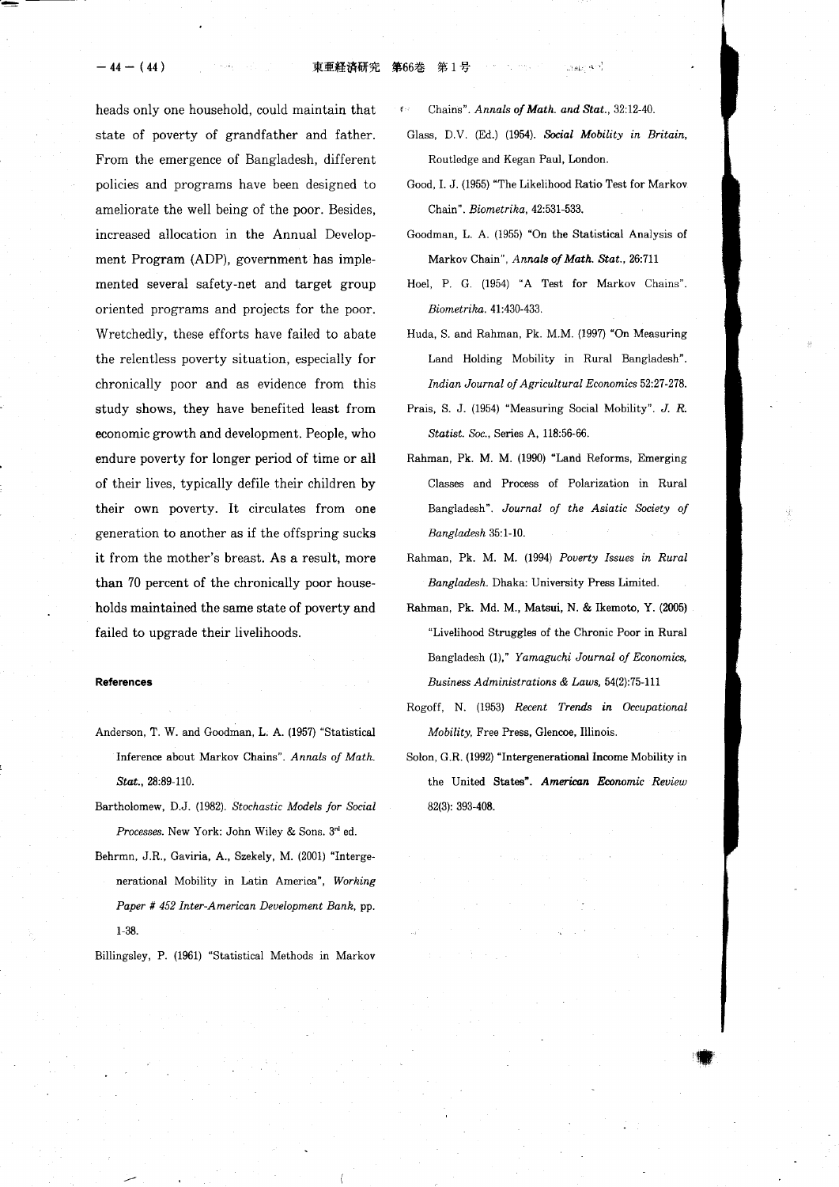heads only one household, could maintain that state of poverty of grandfather and father. From the emergence of Bangladesh, different policies and programs have been designed to ameliorate the well being of the poor. Besides, increased allocation in the Annual Development Program (ADP), government has implemented several safety-net and target group oriented programs and projects for the poor. Wretchedly, these efforts have failed to abate the relentless poverty situation, especially for chronically poor and as evidence from this study shows, they have benefited least from economic growth and development. People, who endure poverty for longer period of time or all of their lives, typically defile their children by their own poverty. It circulates from one generation to another as if the offspring sucks it from the mother's breast. As a result, more than 70 percent of the chronically poor households maintained the same state of poverty and failed to upgrade their livelihoods.

#### References

Anderson, T. W. and Goodman, L. A. (1957) "Statistical Inference about Markov Chains". *Annals of Math. Stat.*, 28:89-110.

Bartholomew, D.J. (1982). *Stochastic Models for Social Processes.* New York: John Wiley & Sons. 3rd ed.

Behrmn, J.R., Gaviria, A., Szekely, M. (2001) "Intergenerational Mobility in Latin America", *Working Paper # 452 Inter-American Development Bank*, pp. 1-38.

Billingsley, P. (1961) "Statistical Methods in Markov Chains". *Annals of Math. and Stat.*, 32:12-40.

Glass, D.V. (Ed.) (1954). *Social Mobility in Britain*, Routledge and Kegan Paul, London.

Good, I. J. (1955) "The Likelihood Ratio Test for Markov Chain". *Biometrika*, 42:531-533.

Goodman, L. A. (1955) "On the Statistical Analysis of Markov Chain", *Annals of Math. Stat.*, 26:711

Hoel, P. G. (1954) "A Test for Markov Chains". *Biometrika*. 41:430-433.

Huda, S. and Rahman, Pk. M.M. (1997) "On Measuring Land Holding Mobility in Rural Bangladesh". *Indian Journal of Agricultural Economics* 52:27-278.

Prais, S. J. (1954) "Measuring Social Mobility". *J. R. Statist. Soc.*, Series A, 118:56-66.

Rahman, Pk. M. M. (1990) "Land Reforms, Emerging Classes and Process of Polarization in Rural Bangladesh". *Journal of the Asiatic Society of Bangladesh* 35:1-10.

Rahman, Pk. M. M. (1994) *Poverty Issues in Rural Bangladesh*. Dhaka: University Press Limited.

Rahman, Pk. Md. M., Matsui, N. & Ikemoto, Y. (2005) "Livelihood Struggles of the Chronic Poor in Rural Bangladesh (1)," *Yamaguchi Journal of Economics, Business Administrations & Laws*, 54(2):75-111

Rogoff, N. (1953) *Recent Trends in Occupational Mobility*, Free Press, Glencoe, Illinois.

Solon, G.R. (1992) "Intergenerational Income Mobility in the United States". *American Economic Review* 82(3): 393-408.